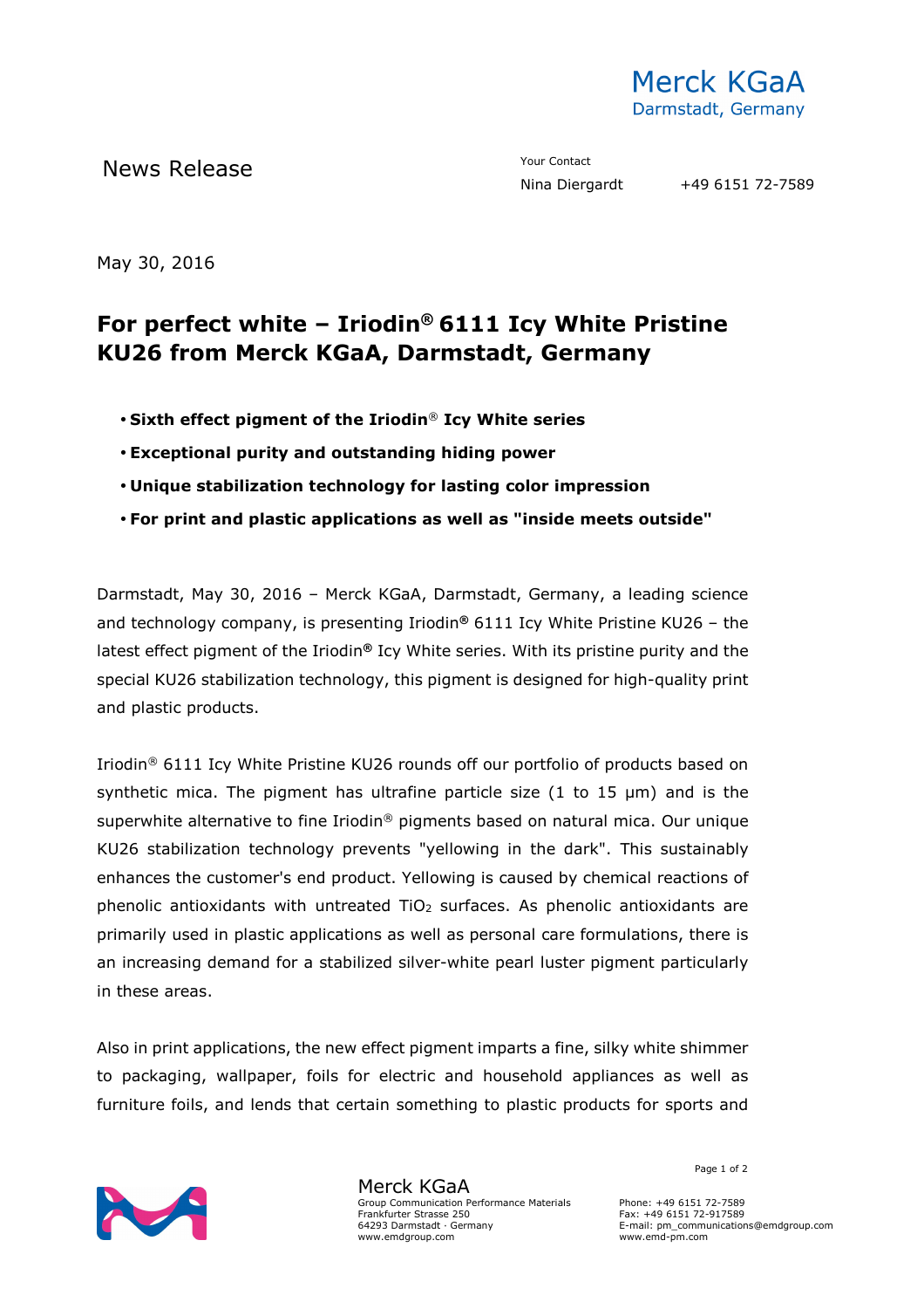Merck KGaA
Darmstadt, Germany

News Release

Your Contact
Nina Diergardt +49 6151 72-7589

May 30, 2016

# For perfect white – Iriodin® 6111 Icy White Pristine KU26 from Merck KGaA, Darmstadt, Germany

- **Sixth effect pigment of the Iriodin® Icy White series**
- **Exceptional purity and outstanding hiding power**
- **Unique stabilization technology for lasting color impression**
- **For print and plastic applications as well as "inside meets outside"**

Darmstadt, May 30, 2016 – Merck KGaA, Darmstadt, Germany, a leading science and technology company, is presenting Iriodin® 6111 Icy White Pristine KU26 – the latest effect pigment of the Iriodin® Icy White series. With its pristine purity and the special KU26 stabilization technology, this pigment is designed for high-quality print and plastic products.

Iriodin® 6111 Icy White Pristine KU26 rounds off our portfolio of products based on synthetic mica. The pigment has ultrafine particle size (1 to 15 μm) and is the superwhite alternative to fine Iriodin® pigments based on natural mica. Our unique KU26 stabilization technology prevents "yellowing in the dark". This sustainably enhances the customer's end product. Yellowing is caused by chemical reactions of phenolic antioxidants with untreated $TiO_2$ surfaces. As phenolic antioxidants are primarily used in plastic applications as well as personal care formulations, there is an increasing demand for a stabilized silver-white pearl luster pigment particularly in these areas.

Also in print applications, the new effect pigment imparts a fine, silky white shimmer to packaging, wallpaper, foils for electric and household appliances as well as furniture foils, and lends that certain something to plastic products for sports and

Merck KGaA
Group Communication Performance Materials
Frankfurter Strasse 250
64293 Darmstadt · Germany
www.emdgroup.com

Phone: +49 6151 72-7589
Fax: +49 6151 72-917589
E-mail: pm_communications@emdgroup.com
www.emd-pm.com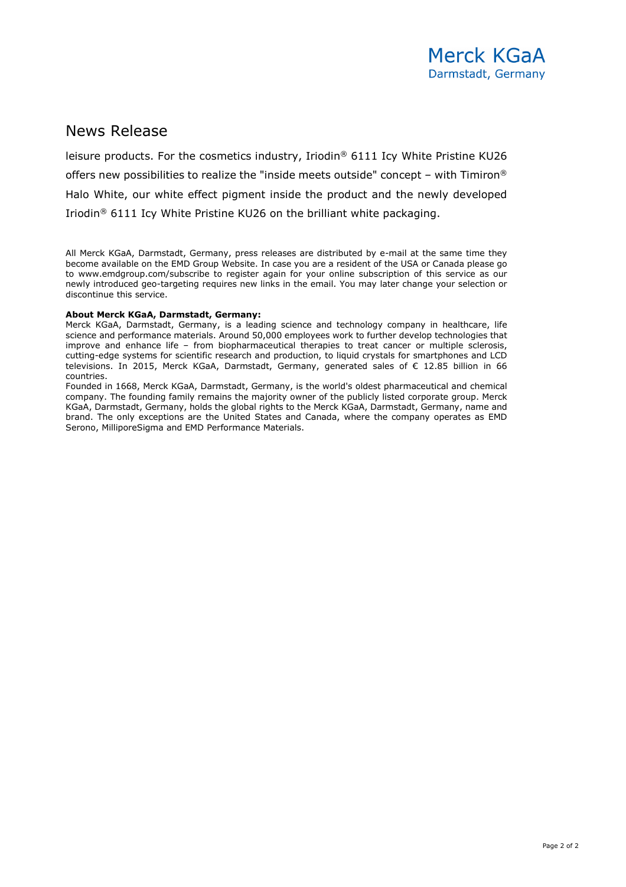leisure products. For the cosmetics industry, Iriodin® 6111 Icy White Pristine KU26 offers new possibilities to realize the "inside meets outside" concept – with Timiron® Halo White, our white effect pigment inside the product and the newly developed Iriodin® 6111 Icy White Pristine KU26 on the brilliant white packaging.

All Merck KGaA, Darmstadt, Germany, press releases are distributed by e-mail at the same time they become available on the EMD Group Website. In case you are a resident of the USA or Canada please go to www.emdgroup.com/subscribe to register again for your online subscription of this service as our newly introduced geo-targeting requires new links in the email. You may later change your selection or discontinue this service.

**About Merck KGaA, Darmstadt, Germany:**
Merck KGaA, Darmstadt, Germany, is a leading science and technology company in healthcare, life science and performance materials. Around 50,000 employees work to further develop technologies that improve and enhance life – from biopharmaceutical therapies to treat cancer or multiple sclerosis, cutting-edge systems for scientific research and production, to liquid crystals for smartphones and LCD televisions. In 2015, Merck KGaA, Darmstadt, Germany, generated sales of € 12.85 billion in 66 countries.
Founded in 1668, Merck KGaA, Darmstadt, Germany, is the world's oldest pharmaceutical and chemical company. The founding family remains the majority owner of the publicly listed corporate group. Merck KGaA, Darmstadt, Germany, holds the global rights to the Merck KGaA, Darmstadt, Germany, name and brand. The only exceptions are the United States and Canada, where the company operates as EMD Serono, MilliporeSigma and EMD Performance Materials.